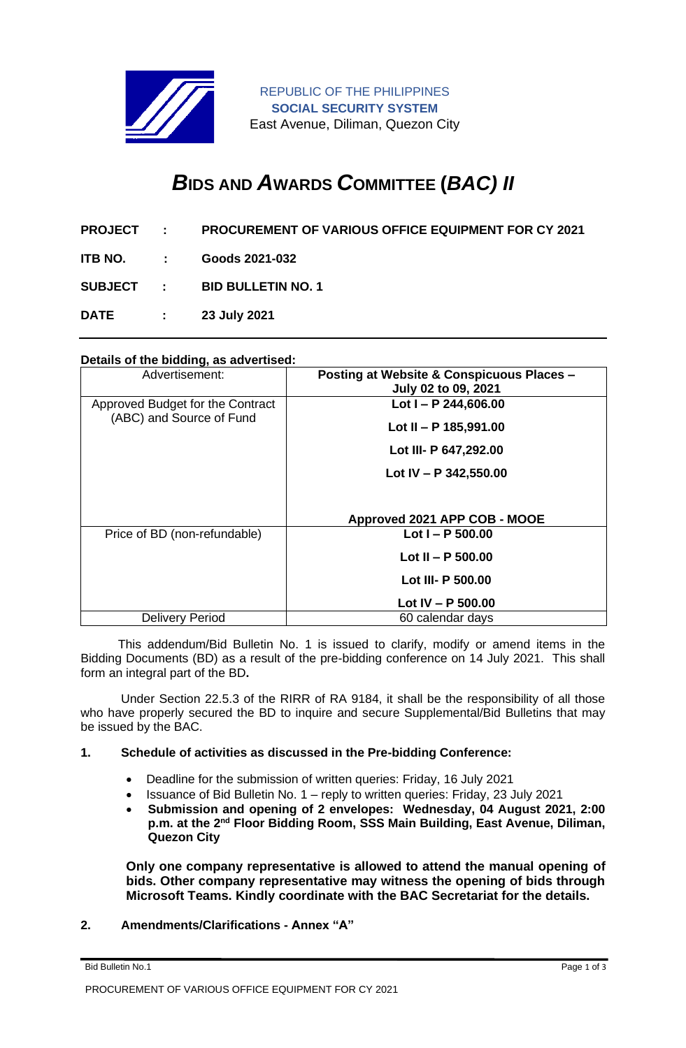REPUBLIC OF THE PHILIPPINES
**SOCIAL SECURITY SYSTEM**
East Avenue, Diliman, Quezon City

# *B*IDS AND *A*WARDS *C*OMMITTEE (*BAC) II*

**PROJECT : PROCUREMENT OF VARIOUS OFFICE EQUIPMENT FOR CY 2021**

**ITB NO. : Goods 2021-032**

**SUBJECT : BID BULLETIN NO. 1**

**DATE : 23 July 2021**

**Details of the bidding, as advertised:**

| Advertisement: | **Posting at Website & Conspicuous Places – July 02 to 09, 2021** |
|---|---|
| Approved Budget for the Contract (ABC) and Source of Fund | **Lot I – P 244,606.00**<br>**Lot II – P 185,991.00**<br>**Lot III- P 647,292.00**<br>**Lot IV – P 342,550.00**<br><br>**Approved 2021 APP COB - MOOE** |
| Price of BD (non-refundable) | **Lot I – P 500.00**<br>**Lot II – P 500.00**<br>**Lot III- P 500.00**<br>**Lot IV – P 500.00** |
| Delivery Period | 60 calendar days |

This addendum/Bid Bulletin No. 1 is issued to clarify, modify or amend items in the Bidding Documents (BD) as a result of the pre-bidding conference on 14 July 2021. This shall form an integral part of the BD**.**

Under Section 22.5.3 of the RIRR of RA 9184, it shall be the responsibility of all those who have properly secured the BD to inquire and secure Supplemental/Bid Bulletins that may be issued by the BAC.

**1. Schedule of activities as discussed in the Pre-bidding Conference:**

- Deadline for the submission of written queries: Friday, 16 July 2021
- Issuance of Bid Bulletin No. 1 – reply to written queries: Friday, 23 July 2021
- **Submission and opening of 2 envelopes: Wednesday, 04 August 2021, 2:00 p.m. at the 2nd Floor Bidding Room, SSS Main Building, East Avenue, Diliman, Quezon City**

**Only one company representative is allowed to attend the manual opening of bids. Other company representative may witness the opening of bids through Microsoft Teams. Kindly coordinate with the BAC Secretariat for the details.**

**2. Amendments/Clarifications - Annex "A"**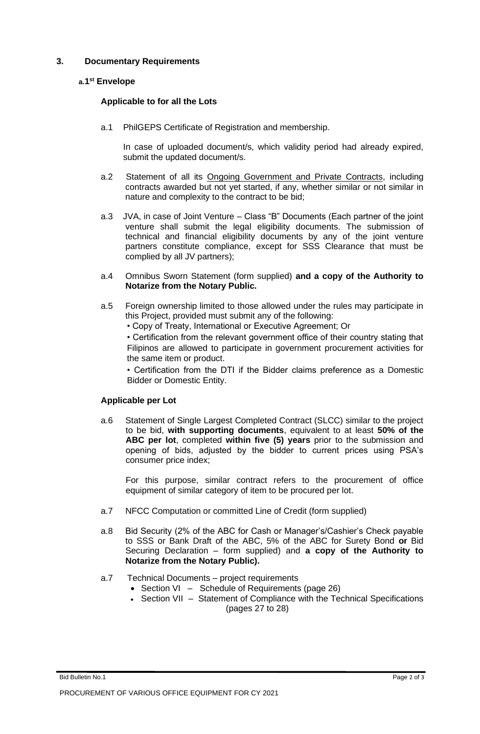## 3. Documentary Requirements

### a.1st Envelope

**Applicable to for all the Lots**

a.1 PhilGEPS Certificate of Registration and membership.

In case of uploaded document/s, which validity period had already expired, submit the updated document/s.

a.2 Statement of all its Ongoing Government and Private Contracts, including contracts awarded but not yet started, if any, whether similar or not similar in nature and complexity to the contract to be bid;

a.3 JVA, in case of Joint Venture – Class "B" Documents (Each partner of the joint venture shall submit the legal eligibility documents. The submission of technical and financial eligibility documents by any of the joint venture partners constitute compliance, except for SSS Clearance that must be complied by all JV partners);

a.4 Omnibus Sworn Statement (form supplied) **and a copy of the Authority to Notarize from the Notary Public.**

a.5 Foreign ownership limited to those allowed under the rules may participate in this Project, provided must submit any of the following:

- Copy of Treaty, International or Executive Agreement; Or
- Certification from the relevant government office of their country stating that Filipinos are allowed to participate in government procurement activities for the same item or product.
- Certification from the DTI if the Bidder claims preference as a Domestic Bidder or Domestic Entity.

**Applicable per Lot**

a.6 Statement of Single Largest Completed Contract (SLCC) similar to the project to be bid, **with supporting documents**, equivalent to at least **50% of the ABC per lot**, completed **within five (5) years** prior to the submission and opening of bids, adjusted by the bidder to current prices using PSA's consumer price index;

For this purpose, similar contract refers to the procurement of office equipment of similar category of item to be procured per lot.

a.7 NFCC Computation or committed Line of Credit (form supplied)

a.8 Bid Security (2% of the ABC for Cash or Manager's/Cashier's Check payable to SSS or Bank Draft of the ABC, 5% of the ABC for Surety Bond **or** Bid Securing Declaration – form supplied) and **a copy of the Authority to Notarize from the Notary Public).**

a.7 Technical Documents – project requirements

- Section VI – Schedule of Requirements (page 26)
- Section VII – Statement of Compliance with the Technical Specifications (pages 27 to 28)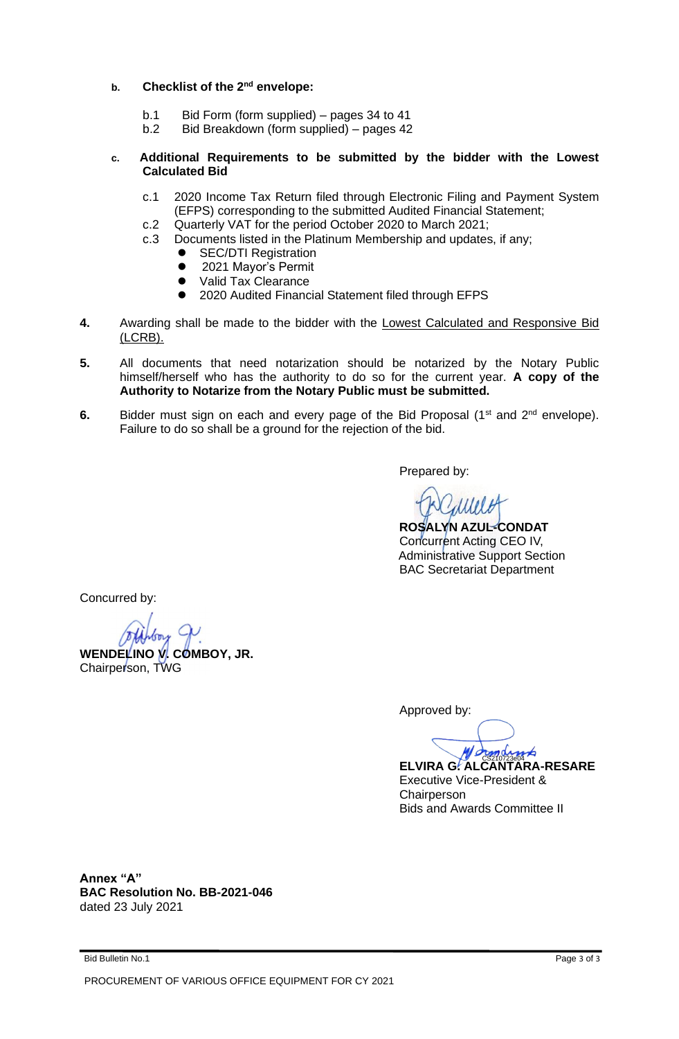b. **Checklist of the 2nd envelope:**

- b.1 Bid Form (form supplied) – pages 34 to 41
- b.2 Bid Breakdown (form supplied) – pages 42

c. **Additional Requirements to be submitted by the bidder with the Lowest Calculated Bid**

- c.1 2020 Income Tax Return filed through Electronic Filing and Payment System (EFPS) corresponding to the submitted Audited Financial Statement;
- c.2 Quarterly VAT for the period October 2020 to March 2021;
- c.3 Documents listed in the Platinum Membership and updates, if any;
  - SEC/DTI Registration
  - 2021 Mayor's Permit
  - Valid Tax Clearance
  - 2020 Audited Financial Statement filed through EFPS

**4.** Awarding shall be made to the bidder with the Lowest Calculated and Responsive Bid (LCRB).

**5.** All documents that need notarization should be notarized by the Notary Public himself/herself who has the authority to do so for the current year. **A copy of the Authority to Notarize from the Notary Public must be submitted.**

**6.** Bidder must sign on each and every page of the Bid Proposal (1st and 2nd envelope). Failure to do so shall be a ground for the rejection of the bid.

Prepared by:

**ROSALYN AZUL-CONDAT**
Concurrent Acting CEO IV,
Administrative Support Section
BAC Secretariat Department

Concurred by:

**WENDELINO V. COMBOY, JR.**
Chairperson, TWG

Approved by:

CS210723e04
**ELVIRA G. ALCANTARA-RESARE**
Executive Vice-President &
Chairperson
Bids and Awards Committee II

**Annex "A"**
**BAC Resolution No. BB-2021-046**
dated 23 July 2021

Bid Bulletin No.1

PROCUREMENT OF VARIOUS OFFICE EQUIPMENT FOR CY 2021